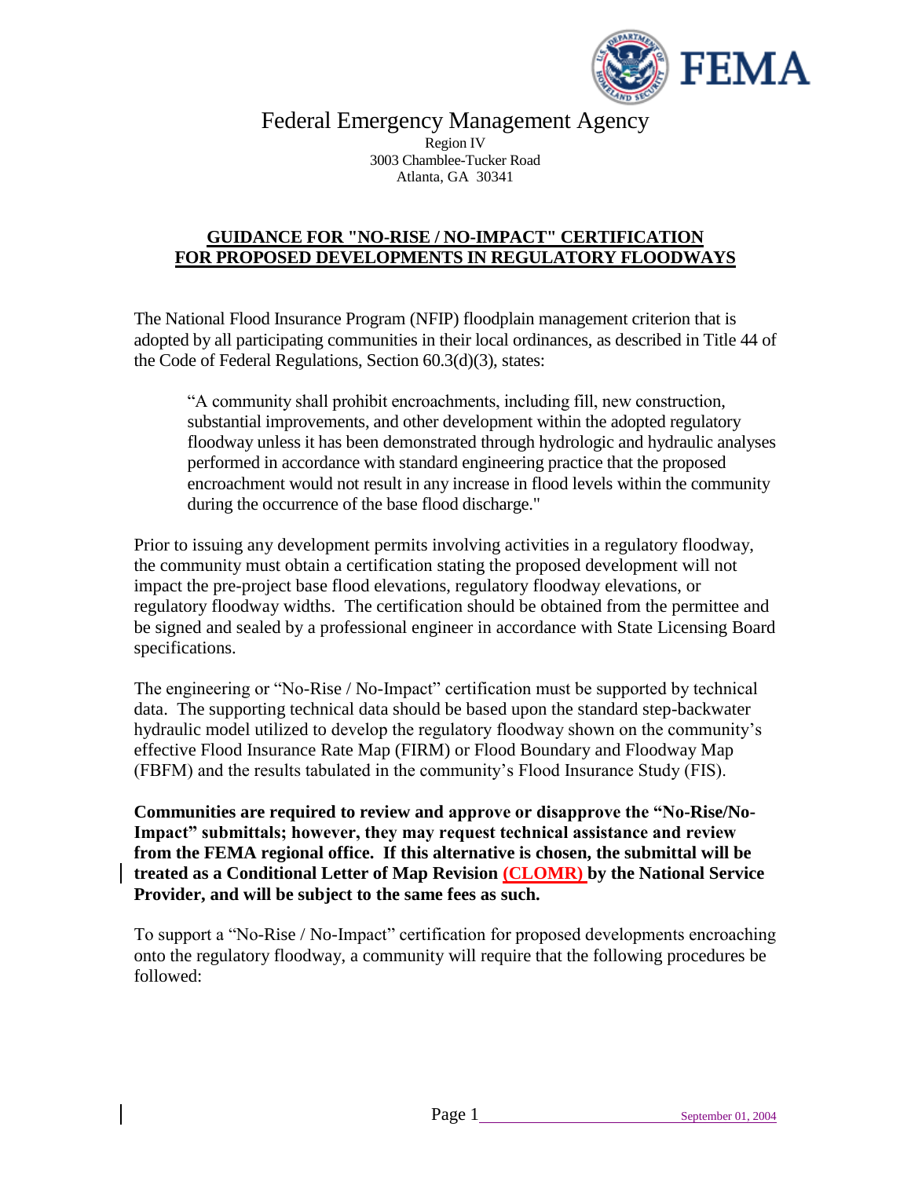Federal Emergency Management Agency
Region IV
3003 Chamblee-Tucker Road
Atlanta, GA 30341

# GUIDANCE FOR "NO-RISE / NO-IMPACT" CERTIFICATION FOR PROPOSED DEVELOPMENTS IN REGULATORY FLOODWAYS

The National Flood Insurance Program (NFIP) floodplain management criterion that is adopted by all participating communities in their local ordinances, as described in Title 44 of the Code of Federal Regulations, Section 60.3(d)(3), states:

> "A community shall prohibit encroachments, including fill, new construction, substantial improvements, and other development within the adopted regulatory floodway unless it has been demonstrated through hydrologic and hydraulic analyses performed in accordance with standard engineering practice that the proposed encroachment would not result in any increase in flood levels within the community during the occurrence of the base flood discharge."

Prior to issuing any development permits involving activities in a regulatory floodway, the community must obtain a certification stating the proposed development will not impact the pre-project base flood elevations, regulatory floodway elevations, or regulatory floodway widths. The certification should be obtained from the permittee and be signed and sealed by a professional engineer in accordance with State Licensing Board specifications.

The engineering or "No-Rise / No-Impact" certification must be supported by technical data. The supporting technical data should be based upon the standard step-backwater hydraulic model utilized to develop the regulatory floodway shown on the community's effective Flood Insurance Rate Map (FIRM) or Flood Boundary and Floodway Map (FBFM) and the results tabulated in the community's Flood Insurance Study (FIS).

**Communities are required to review and approve or disapprove the "No-Rise/No-Impact" submittals; however, they may request technical assistance and review from the FEMA regional office. If this alternative is chosen, the submittal will be treated as a Conditional Letter of Map Revision (CLOMR) by the National Service Provider, and will be subject to the same fees as such.**

To support a "No-Rise / No-Impact" certification for proposed developments encroaching onto the regulatory floodway, a community will require that the following procedures be followed: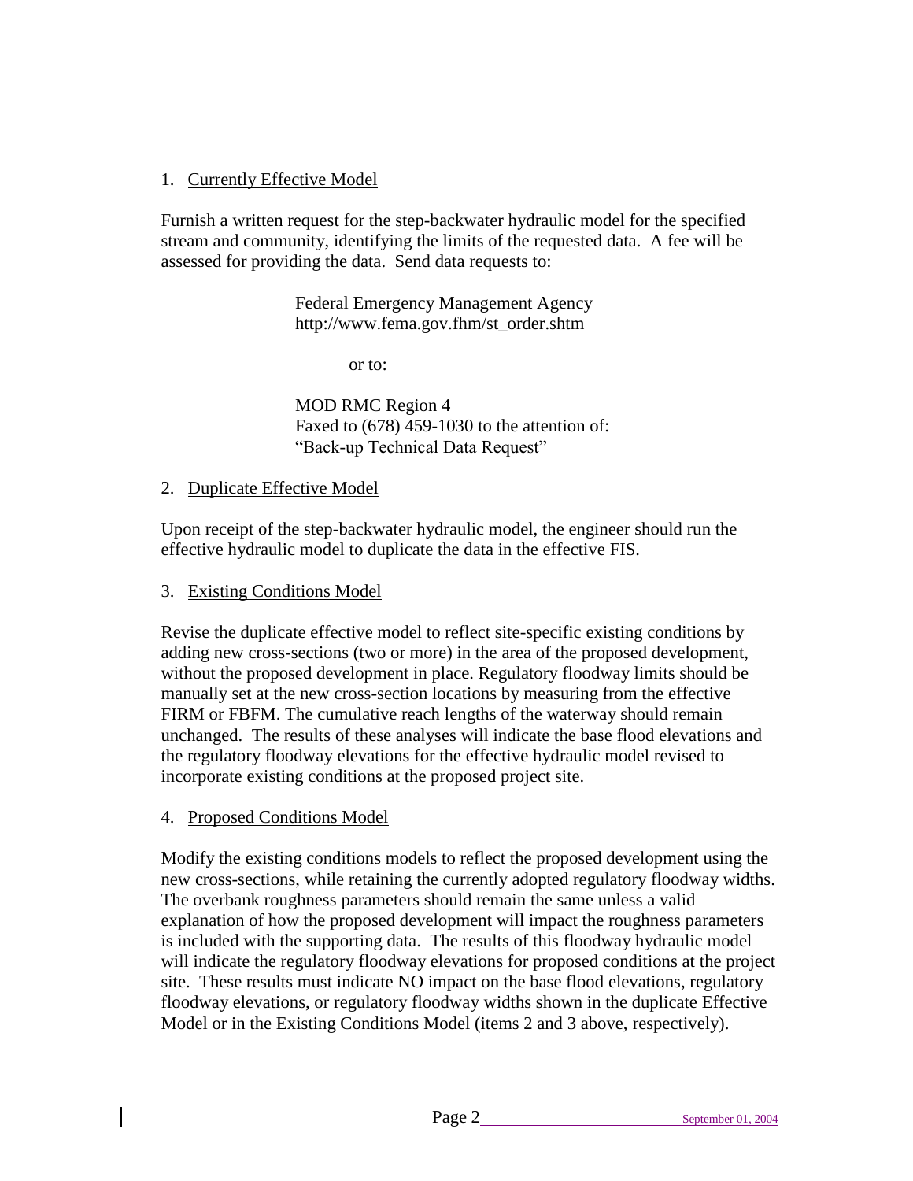1. <u>Currently Effective Model</u>

Furnish a written request for the step-backwater hydraulic model for the specified stream and community, identifying the limits of the requested data. A fee will be assessed for providing the data. Send data requests to:

> Federal Emergency Management Agency
> http://www.fema.gov.fhm/st_order.shtm
>
> or to:
>
> MOD RMC Region 4
> Faxed to (678) 459-1030 to the attention of:
> "Back-up Technical Data Request"

2. <u>Duplicate Effective Model</u>

Upon receipt of the step-backwater hydraulic model, the engineer should run the effective hydraulic model to duplicate the data in the effective FIS.

3. <u>Existing Conditions Model</u>

Revise the duplicate effective model to reflect site-specific existing conditions by adding new cross-sections (two or more) in the area of the proposed development, without the proposed development in place. Regulatory floodway limits should be manually set at the new cross-section locations by measuring from the effective FIRM or FBFM. The cumulative reach lengths of the waterway should remain unchanged. The results of these analyses will indicate the base flood elevations and the regulatory floodway elevations for the effective hydraulic model revised to incorporate existing conditions at the proposed project site.

4. <u>Proposed Conditions Model</u>

Modify the existing conditions models to reflect the proposed development using the new cross-sections, while retaining the currently adopted regulatory floodway widths. The overbank roughness parameters should remain the same unless a valid explanation of how the proposed development will impact the roughness parameters is included with the supporting data. The results of this floodway hydraulic model will indicate the regulatory floodway elevations for proposed conditions at the project site. These results must indicate NO impact on the base flood elevations, regulatory floodway elevations, or regulatory floodway widths shown in the duplicate Effective Model or in the Existing Conditions Model (items 2 and 3 above, respectively).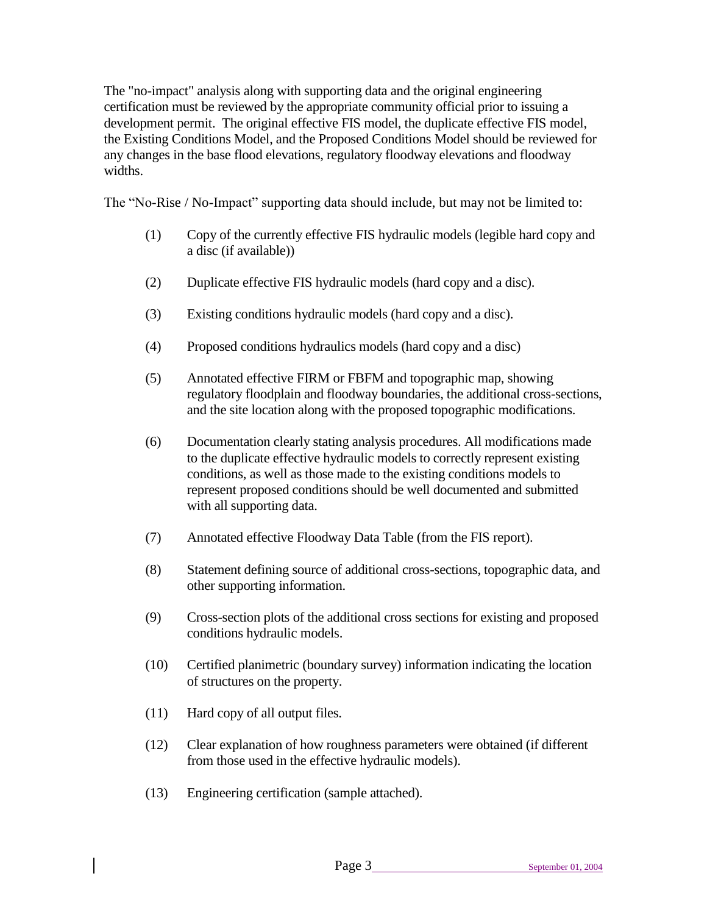The "no-impact" analysis along with supporting data and the original engineering certification must be reviewed by the appropriate community official prior to issuing a development permit. The original effective FIS model, the duplicate effective FIS model, the Existing Conditions Model, and the Proposed Conditions Model should be reviewed for any changes in the base flood elevations, regulatory floodway elevations and floodway widths.

The "No-Rise / No-Impact" supporting data should include, but may not be limited to:

(1) Copy of the currently effective FIS hydraulic models (legible hard copy and a disc (if available))

(2) Duplicate effective FIS hydraulic models (hard copy and a disc).

(3) Existing conditions hydraulic models (hard copy and a disc).

(4) Proposed conditions hydraulics models (hard copy and a disc)

(5) Annotated effective FIRM or FBFM and topographic map, showing regulatory floodplain and floodway boundaries, the additional cross-sections, and the site location along with the proposed topographic modifications.

(6) Documentation clearly stating analysis procedures. All modifications made to the duplicate effective hydraulic models to correctly represent existing conditions, as well as those made to the existing conditions models to represent proposed conditions should be well documented and submitted with all supporting data.

(7) Annotated effective Floodway Data Table (from the FIS report).

(8) Statement defining source of additional cross-sections, topographic data, and other supporting information.

(9) Cross-section plots of the additional cross sections for existing and proposed conditions hydraulic models.

(10) Certified planimetric (boundary survey) information indicating the location of structures on the property.

(11) Hard copy of all output files.

(12) Clear explanation of how roughness parameters were obtained (if different from those used in the effective hydraulic models).

(13) Engineering certification (sample attached).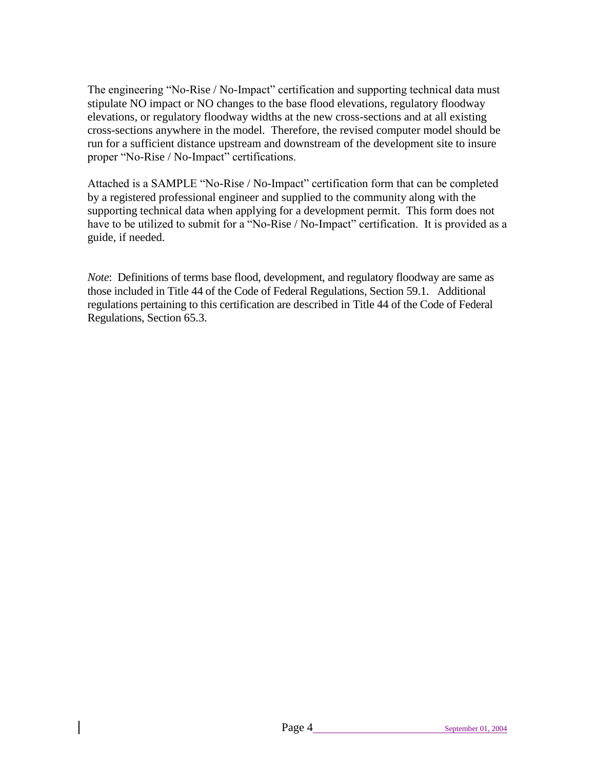The engineering "No-Rise / No-Impact" certification and supporting technical data must stipulate NO impact or NO changes to the base flood elevations, regulatory floodway elevations, or regulatory floodway widths at the new cross-sections and at all existing cross-sections anywhere in the model. Therefore, the revised computer model should be run for a sufficient distance upstream and downstream of the development site to insure proper "No-Rise / No-Impact" certifications.

Attached is a SAMPLE "No-Rise / No-Impact" certification form that can be completed by a registered professional engineer and supplied to the community along with the supporting technical data when applying for a development permit. This form does not have to be utilized to submit for a "No-Rise / No-Impact" certification. It is provided as a guide, if needed.

*Note*: Definitions of terms base flood, development, and regulatory floodway are same as those included in Title 44 of the Code of Federal Regulations, Section 59.1. Additional regulations pertaining to this certification are described in Title 44 of the Code of Federal Regulations, Section 65.3.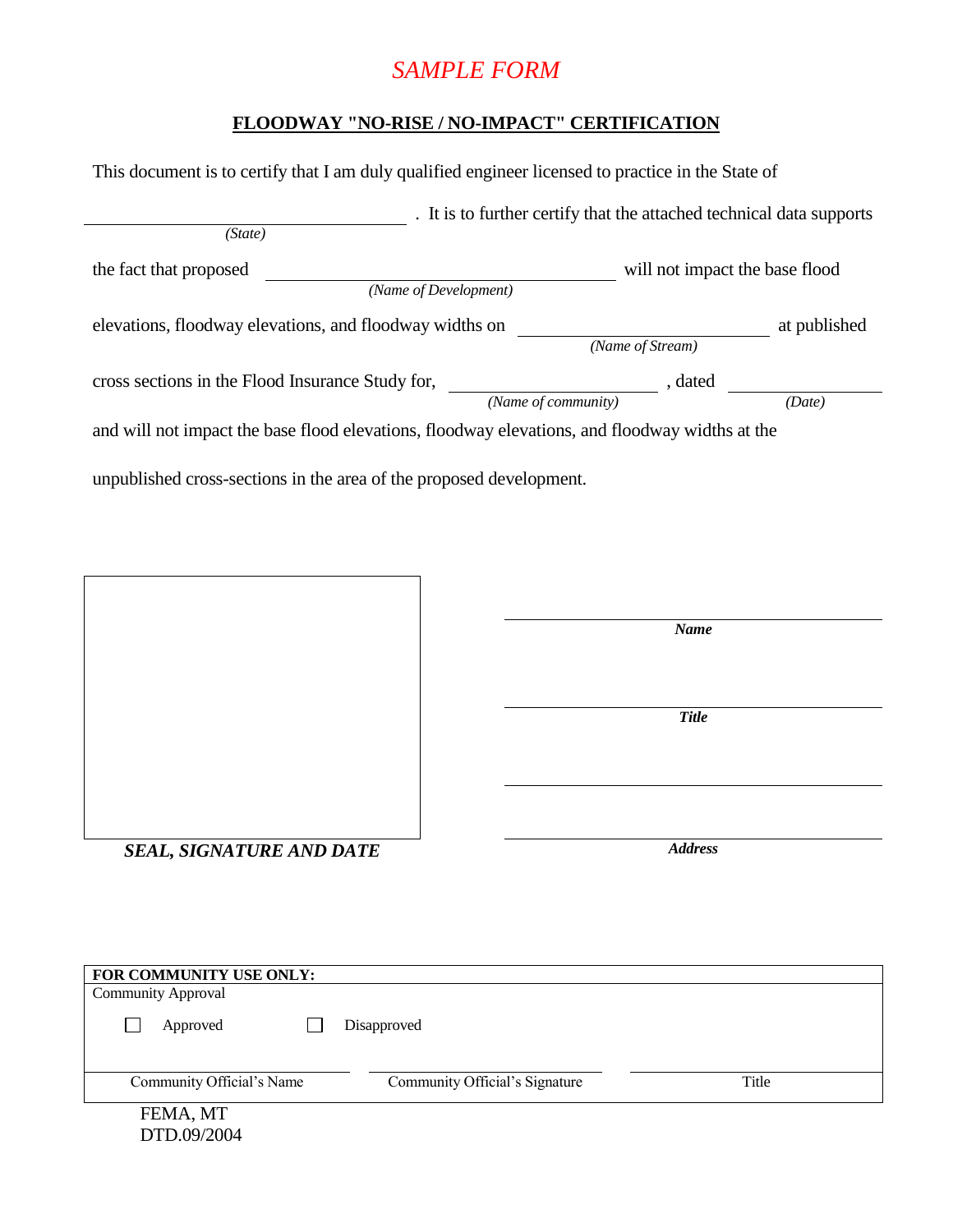*SAMPLE FORM*

## FLOODWAY "NO-RISE / NO-IMPACT" CERTIFICATION

This document is to certify that I am duly qualified engineer licensed to practice in the State of

\_\_\_\_\_\_\_\_\_\_\_\_\_\_\_\_\_\_\_\_\_\_\_\_\_\_\_\_\_\_ . It is to further certify that the attached technical data supports
*(State)*

the fact that proposed \_\_\_\_\_\_\_\_\_\_\_\_\_\_\_\_\_\_\_\_\_\_\_\_\_\_\_\_\_\_ will not impact the base flood
*(Name of Development)*

elevations, floodway elevations, and floodway widths on \_\_\_\_\_\_\_\_\_\_\_\_\_\_\_\_\_\_\_\_\_\_\_\_ at published
*(Name of Stream)*

cross sections in the Flood Insurance Study for, \_\_\_\_\_\_\_\_\_\_\_\_\_\_\_\_\_\_\_\_ , dated \_\_\_\_\_\_\_\_\_\_\_\_\_\_
*(Name of community)* *(Date)*

and will not impact the base flood elevations, floodway elevations, and floodway widths at the unpublished cross-sections in the area of the proposed development.

***SEAL, SIGNATURE AND DATE***

\_\_\_\_\_\_\_\_\_\_\_\_\_\_\_\_\_\_\_\_\_\_\_\_\_\_\_\_\_\_
***Name***

\_\_\_\_\_\_\_\_\_\_\_\_\_\_\_\_\_\_\_\_\_\_\_\_\_\_\_\_\_\_
***Title***

\_\_\_\_\_\_\_\_\_\_\_\_\_\_\_\_\_\_\_\_\_\_\_\_\_\_\_\_\_\_

\_\_\_\_\_\_\_\_\_\_\_\_\_\_\_\_\_\_\_\_\_\_\_\_\_\_\_\_\_\_
***Address***

| **FOR COMMUNITY USE ONLY:** | | |
|---|---|---|
| Community Approval | | |
| ☐ Approved | ☐ Disapproved | |
| Community Official's Name | Community Official's Signature | Title |

FEMA, MT
DTD.09/2004